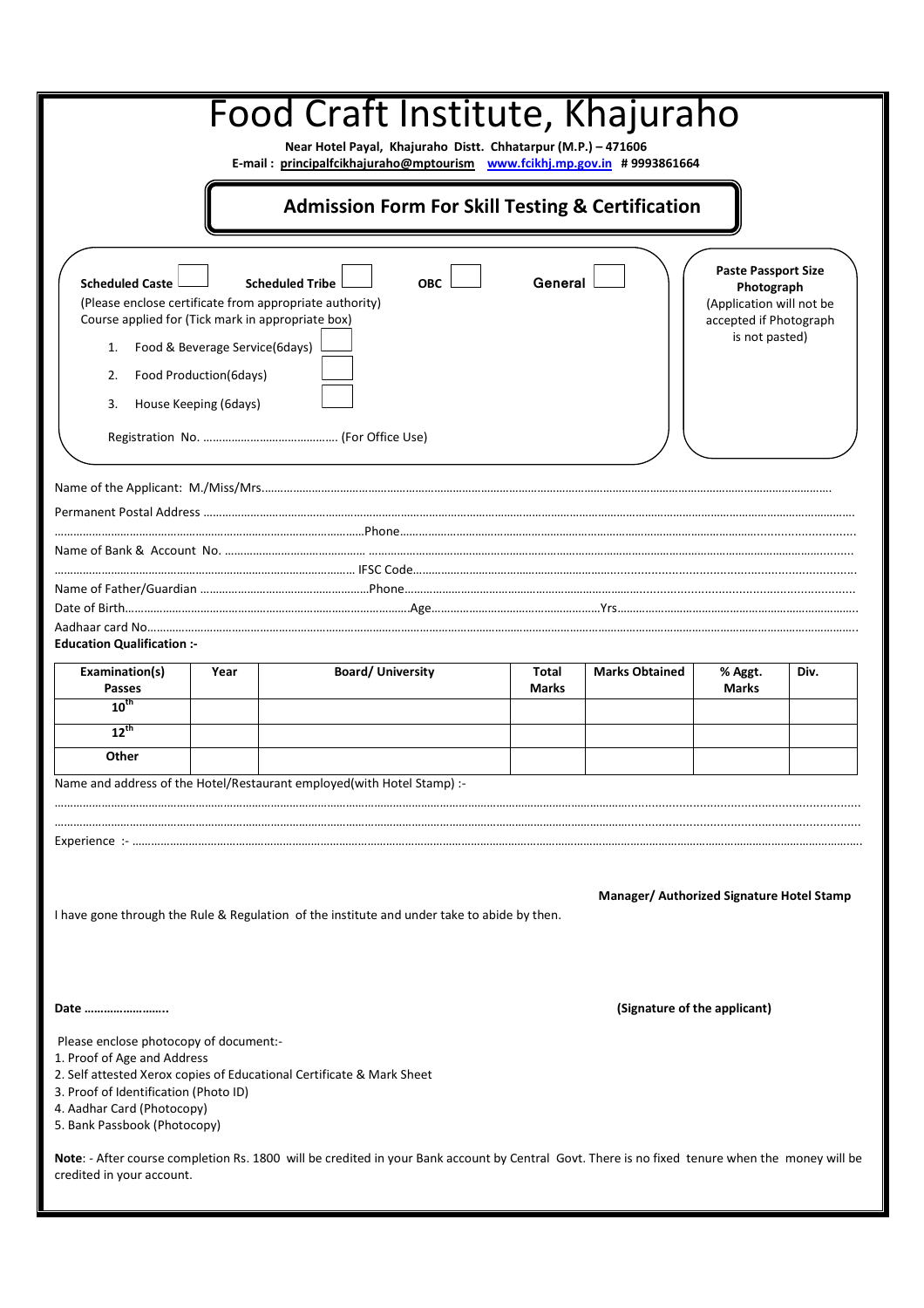# Food Craft Institute, Khajuraho

**Near Hotel Payal, Khajuraho Distt. Chhatarpur (M.P.) – 471606**
**E-mail : principalfcikhajuraho@mptourism www.fcikhj.mp.gov.in # 9993861664**

## Admission Form For Skill Testing & Certification

**Scheduled Caste** ☐ **Scheduled Tribe** ☐ **OBC** ☐ **General** ☐

(Please enclose certificate from appropriate authority)

Course applied for (Tick mark in appropriate box)

1. Food & Beverage Service(6days) ☐
2. Food Production(6days) ☐
3. House Keeping (6days) ☐

Registration No. …………………………………… (For Office Use)

**Paste Passport Size Photograph**
(Application will not be accepted if Photograph is not pasted)

Name of the Applicant: M./Miss/Mrs……………………………………………………………………………………………

Permanent Postal Address ……………………………………………………………………………………………………

…………………………………………………………………Phone…………………………………………………………………

Name of Bank & Account No. ……………………………………………………………………………………………………

…………………………………………………………………… IFSC Code……………………………………………………………

Name of Father/Guardian ……………………………………………Phone…………………………………………………………

Date of Birth……………………………………………………Age…………………………………Yrs……………………………

Aadhaar card No……………………………………………………………………………………………………………………

**Education Qualification :-**

| Examination(s) Passes | Year | Board/ University | Total Marks | Marks Obtained | % Aggt. Marks | Div. |
|---|---|---|---|---|---|---|
| 10th | | | | | | |
| 12th | | | | | | |
| Other | | | | | | |

Name and address of the Hotel/Restaurant employed(with Hotel Stamp) :-

……………………………………………………………………………………………………………………………………………

……………………………………………………………………………………………………………………………………………

Experience :- ………………………………………………………………………………………………………………………………

**Manager/ Authorized Signature Hotel Stamp**

I have gone through the Rule & Regulation of the institute and under take to abide by then.

**Date ……………………..** **(Signature of the applicant)**

Please enclose photocopy of document:-

1. Proof of Age and Address
2. Self attested Xerox copies of Educational Certificate & Mark Sheet
3. Proof of Identification (Photo ID)
4. Aadhar Card (Photocopy)
5. Bank Passbook (Photocopy)

**Note**: - After course completion Rs. 1800 will be credited in your Bank account by Central Govt. There is no fixed tenure when the money will be credited in your account.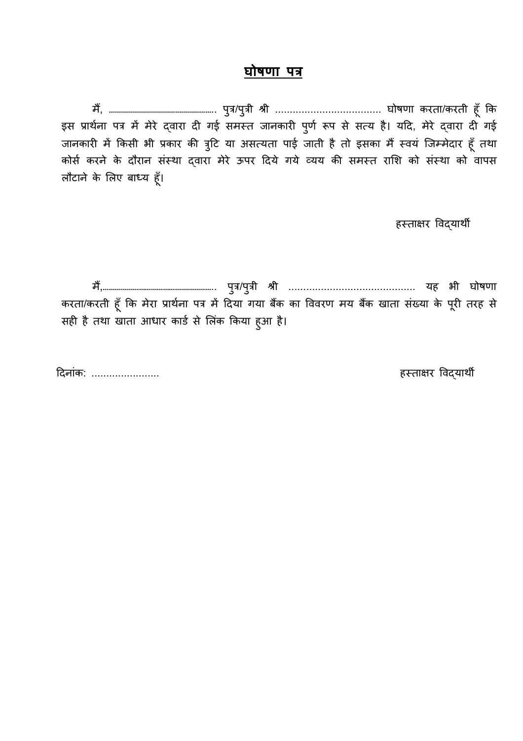# <u>घोषणा पत्र</u>

मैं, ........................................................ पुत्र/पुत्री श्री .................................... घोषणा करता/करती हूँ कि इस प्रार्थना पत्र में मेरे द्वारा दी गई समस्त जानकारी पुर्ण रूप से सत्य है। यदि, मेरे द्वारा दी गई जानकारी में किसी भी प्रकार की त्रुटि या असत्यता पाई जाती है तो इसका मैं स्वयं जिम्मेदार हूँ तथा कोर्स करने के दौरान संस्था द्वारा मेरे ऊपर दिये गये व्यय की समस्त राशि को संस्था को वापस लौटाने के लिए बाध्य हूँ।

हस्ताक्षर विद्यार्थी

मैं,............................................................ पुत्र/पुत्री श्री .......................................... यह भी घोषणा करता/करती हूँ कि मेरा प्रार्थना पत्र में दिया गया बैंक का विवरण मय बैंक खाता संख्या के पूरी तरह से सही है तथा खाता आधार कार्ड से लिंक किया हुआ है।

दिनांक: .......................

हस्ताक्षर विद्यार्थी